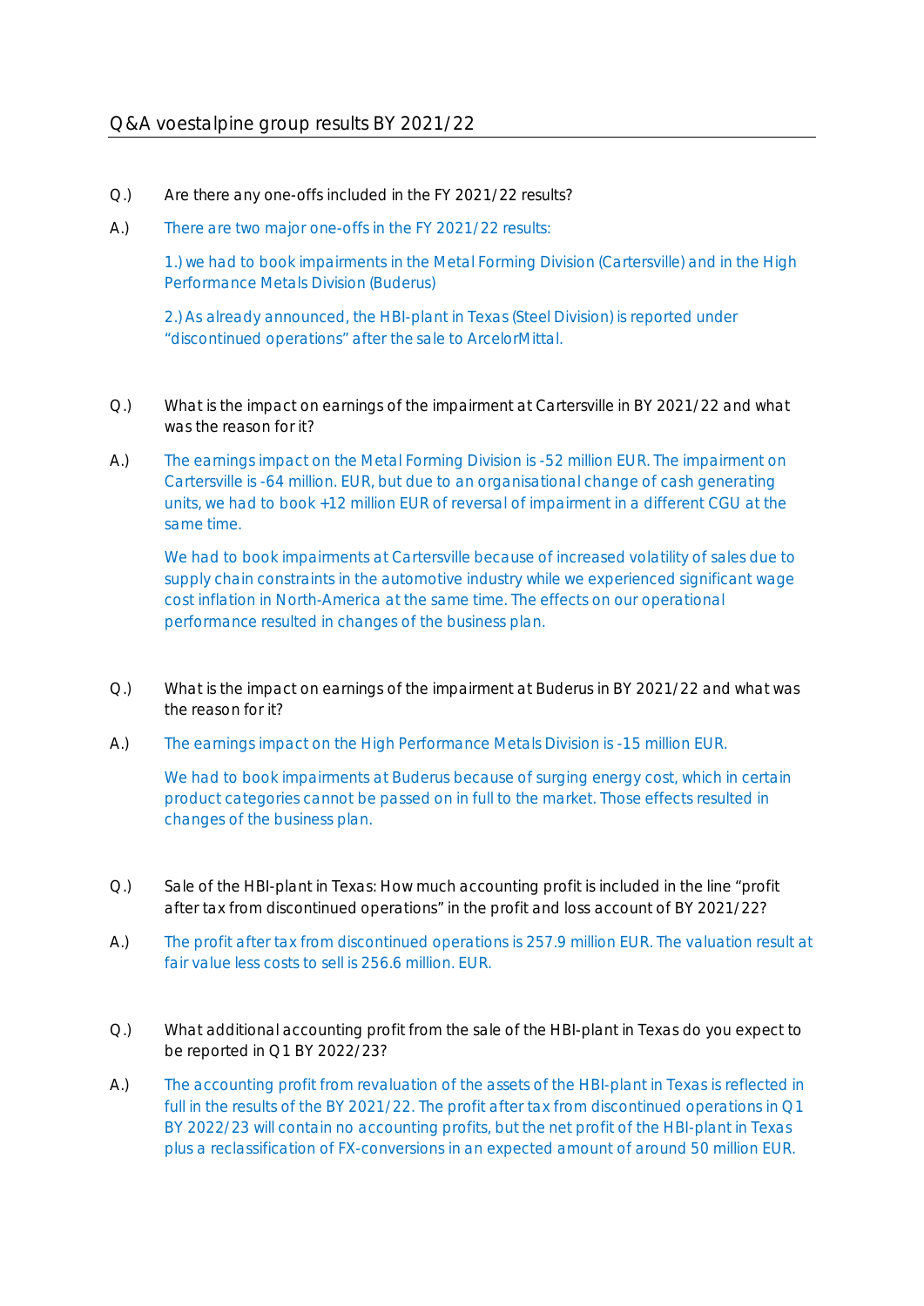## Q&A voestalpine group results BY 2021/22

Q.) Are there any one-offs included in the FY 2021/22 results?

A.) There are two major one-offs in the FY 2021/22 results:

1.) we had to book impairments in the Metal Forming Division (Cartersville) and in the High Performance Metals Division (Buderus)

2.) As already announced, the HBI-plant in Texas (Steel Division) is reported under "discontinued operations" after the sale to ArcelorMittal.

Q.) What is the impact on earnings of the impairment at Cartersville in BY 2021/22 and what was the reason for it?

A.) The earnings impact on the Metal Forming Division is -52 million EUR. The impairment on Cartersville is -64 million. EUR, but due to an organisational change of cash generating units, we had to book +12 million EUR of reversal of impairment in a different CGU at the same time.

We had to book impairments at Cartersville because of increased volatility of sales due to supply chain constraints in the automotive industry while we experienced significant wage cost inflation in North-America at the same time. The effects on our operational performance resulted in changes of the business plan.

Q.) What is the impact on earnings of the impairment at Buderus in BY 2021/22 and what was the reason for it?

A.) The earnings impact on the High Performance Metals Division is -15 million EUR.

We had to book impairments at Buderus because of surging energy cost, which in certain product categories cannot be passed on in full to the market. Those effects resulted in changes of the business plan.

Q.) Sale of the HBI-plant in Texas: How much accounting profit is included in the line "profit after tax from discontinued operations" in the profit and loss account of BY 2021/22?

A.) The profit after tax from discontinued operations is 257.9 million EUR. The valuation result at fair value less costs to sell is 256.6 million. EUR.

Q.) What additional accounting profit from the sale of the HBI-plant in Texas do you expect to be reported in Q1 BY 2022/23?

A.) The accounting profit from revaluation of the assets of the HBI-plant in Texas is reflected in full in the results of the BY 2021/22. The profit after tax from discontinued operations in Q1 BY 2022/23 will contain no accounting profits, but the net profit of the HBI-plant in Texas plus a reclassification of FX-conversions in an expected amount of around 50 million EUR.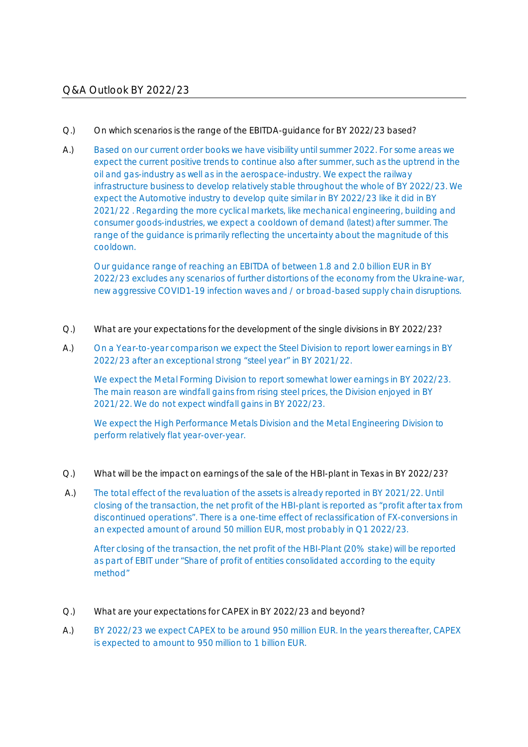## Q&A Outlook BY 2022/23

Q.) On which scenarios is the range of the EBITDA-guidance for BY 2022/23 based?

A.) Based on our current order books we have visibility until summer 2022. For some areas we expect the current positive trends to continue also after summer, such as the uptrend in the oil and gas-industry as well as in the aerospace-industry. We expect the railway infrastructure business to develop relatively stable throughout the whole of BY 2022/23. We expect the Automotive industry to develop quite similar in BY 2022/23 like it did in BY 2021/22 . Regarding the more cyclical markets, like mechanical engineering, building and consumer goods-industries, we expect a cooldown of demand (latest) after summer. The range of the guidance is primarily reflecting the uncertainty about the magnitude of this cooldown.

Our guidance range of reaching an EBITDA of between 1.8 and 2.0 billion EUR in BY 2022/23 excludes any scenarios of further distortions of the economy from the Ukraine-war, new aggressive COVID1-19 infection waves and / or broad-based supply chain disruptions.

Q.) What are your expectations for the development of the single divisions in BY 2022/23?

A.) On a Year-to-year comparison we expect the Steel Division to report lower earnings in BY 2022/23 after an exceptional strong "steel year" in BY 2021/22.

We expect the Metal Forming Division to report somewhat lower earnings in BY 2022/23. The main reason are windfall gains from rising steel prices, the Division enjoyed in BY 2021/22. We do not expect windfall gains in BY 2022/23.

We expect the High Performance Metals Division and the Metal Engineering Division to perform relatively flat year-over-year.

Q.) What will be the impact on earnings of the sale of the HBI-plant in Texas in BY 2022/23?

A.) The total effect of the revaluation of the assets is already reported in BY 2021/22. Until closing of the transaction, the net profit of the HBI-plant is reported as "profit after tax from discontinued operations". There is a one-time effect of reclassification of FX-conversions in an expected amount of around 50 million EUR, most probably in Q1 2022/23.

After closing of the transaction, the net profit of the HBI-Plant (20% stake) will be reported as part of EBIT under "Share of profit of entities consolidated according to the equity method"

Q.) What are your expectations for CAPEX in BY 2022/23 and beyond?

A.) BY 2022/23 we expect CAPEX to be around 950 million EUR. In the years thereafter, CAPEX is expected to amount to 950 million to 1 billion EUR.